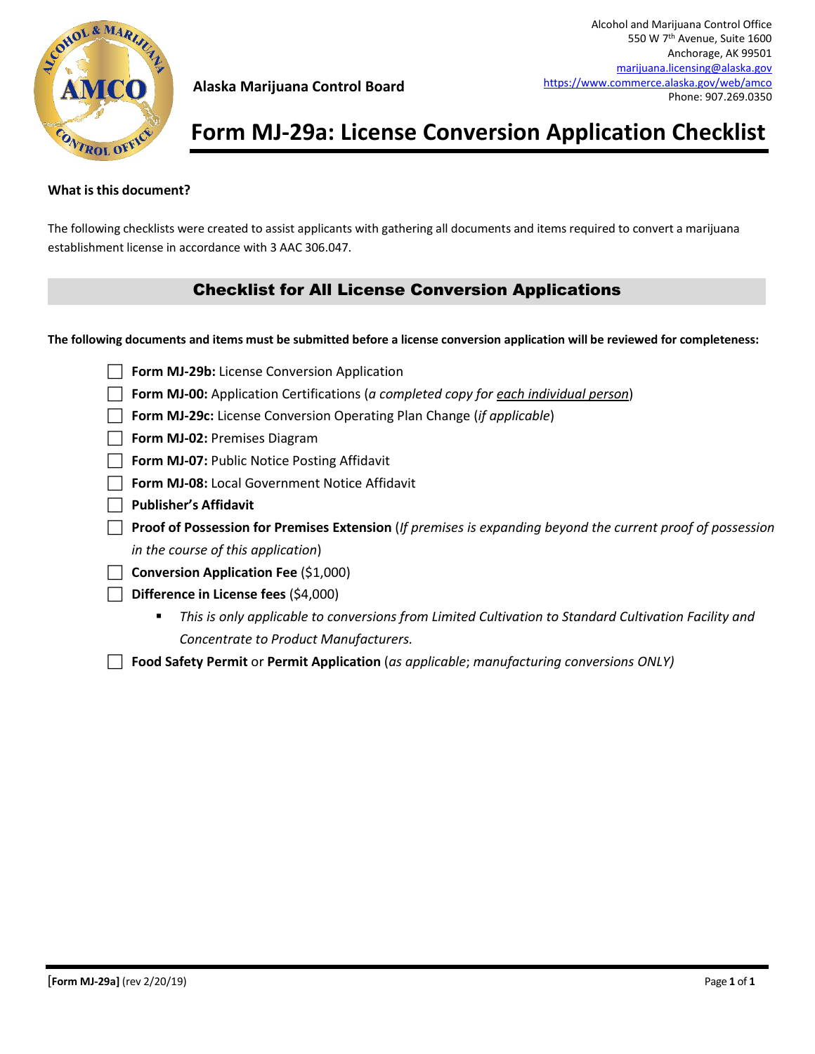Alcohol and Marijuana Control Office
550 W 7th Avenue, Suite 1600
Anchorage, AK 99501
marijuana.licensing@alaska.gov
https://www.commerce.alaska.gov/web/amco
Phone: 907.269.0350

**Alaska Marijuana Control Board**

# Form MJ-29a: License Conversion Application Checklist

**What is this document?**

The following checklists were created to assist applicants with gathering all documents and items required to convert a marijuana establishment license in accordance with 3 AAC 306.047.

## Checklist for All License Conversion Applications

**The following documents and items must be submitted before a license conversion application will be reviewed for completeness:**

- ☐ **Form MJ-29b:** License Conversion Application
- ☐ **Form MJ-00:** Application Certifications (*a completed copy for each individual person*)
- ☐ **Form MJ-29c:** License Conversion Operating Plan Change (*if applicable*)
- ☐ **Form MJ-02:** Premises Diagram
- ☐ **Form MJ-07:** Public Notice Posting Affidavit
- ☐ **Form MJ-08:** Local Government Notice Affidavit
- ☐ **Publisher's Affidavit**
- ☐ **Proof of Possession for Premises Extension** (*If premises is expanding beyond the current proof of possession in the course of this application*)
- ☐ **Conversion Application Fee** ($1,000)
- ☐ **Difference in License fees** ($4,000)
  - *This is only applicable to conversions from Limited Cultivation to Standard Cultivation Facility and Concentrate to Product Manufacturers.*
- ☐ **Food Safety Permit** or **Permit Application** (*as applicable*; *manufacturing conversions ONLY)*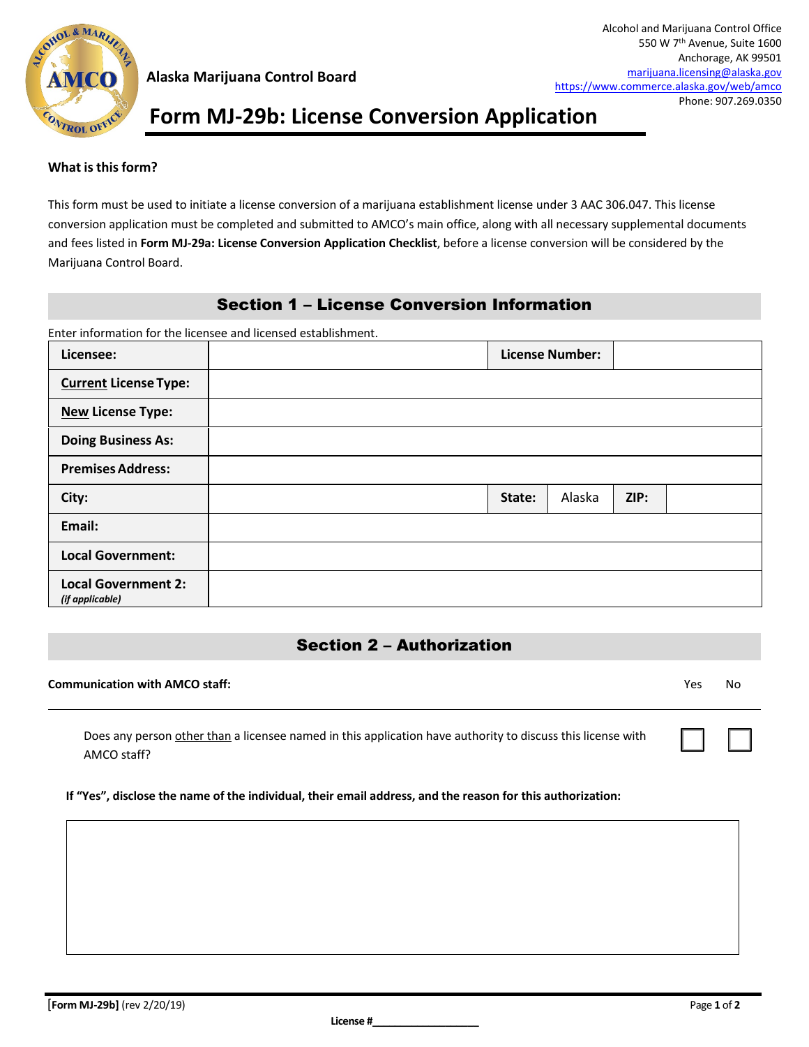Alcohol and Marijuana Control Office
550 W 7th Avenue, Suite 1600
Anchorage, AK 99501
marijuana.licensing@alaska.gov
https://www.commerce.alaska.gov/web/amco
Phone: 907.269.0350

**Alaska Marijuana Control Board**

# Form MJ-29b: License Conversion Application

**What is this form?**

This form must be used to initiate a license conversion of a marijuana establishment license under 3 AAC 306.047. This license conversion application must be completed and submitted to AMCO's main office, along with all necessary supplemental documents and fees listed in **Form MJ-29a: License Conversion Application Checklist**, before a license conversion will be considered by the Marijuana Control Board.

## Section 1 – License Conversion Information

Enter information for the licensee and licensed establishment.

| | | | | | |
|---|---|---|---|---|---|
| **Licensee:** | | **License Number:** | | | |
| **Current License Type:** | | | | | |
| **New License Type:** | | | | | |
| **Doing Business As:** | | | | | |
| **Premises Address:** | | | | | |
| **City:** | | **State:** | Alaska | **ZIP:** | |
| **Email:** | | | | | |
| **Local Government:** | | | | | |
| **Local Government 2:** *(if applicable)* | | | | | |

## Section 2 – Authorization

**Communication with AMCO staff:**

| | Yes | No |
|---|---|---|
| Does any person other than a licensee named in this application have authority to discuss this license with AMCO staff? | ☐ | ☐ |

**If "Yes", disclose the name of the individual, their email address, and the reason for this authorization:**

[Form MJ-29b] (rev 2/20/19)

License #\_\_\_\_\_\_\_\_\_\_\_\_\_\_\_\_\_\_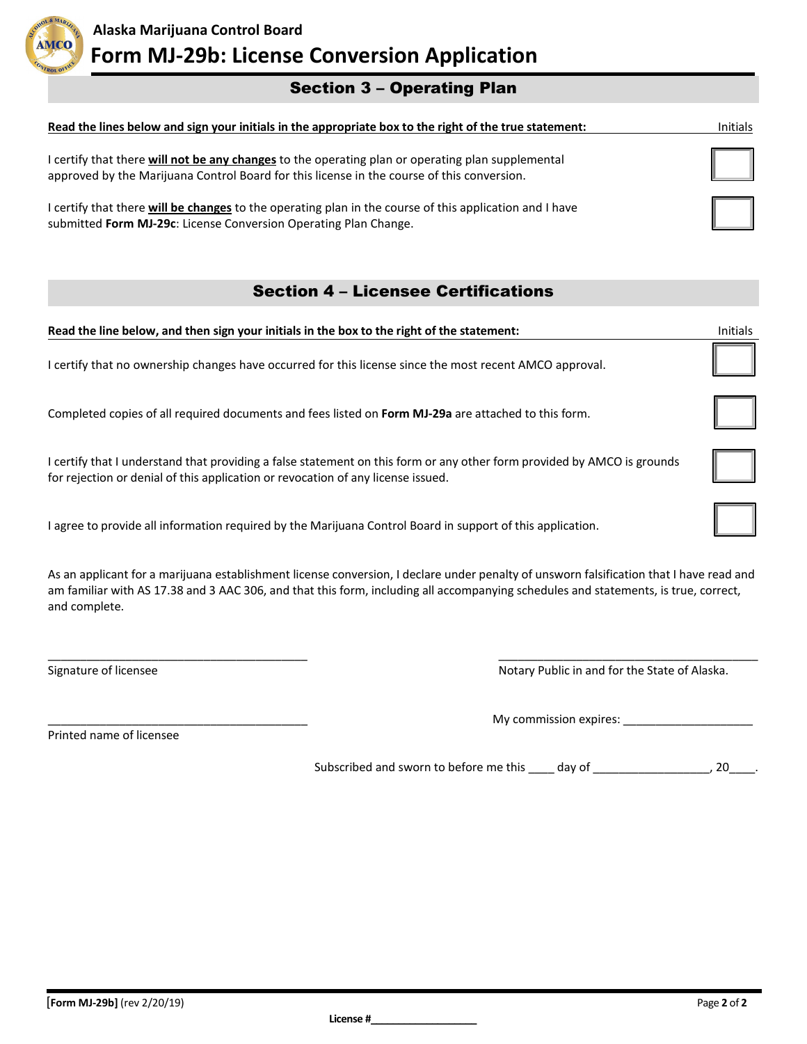Alaska Marijuana Control Board

# Form MJ-29b: License Conversion Application

## Section 3 – Operating Plan

**Read the lines below and sign your initials in the appropriate box to the right of the true statement:**

| Statement | Initials |
|---|---|
| I certify that there **will not be any changes** to the operating plan or operating plan supplemental approved by the Marijuana Control Board for this license in the course of this conversion. | |
| I certify that there **will be changes** to the operating plan in the course of this application and I have submitted **Form MJ-29c**: License Conversion Operating Plan Change. | |

## Section 4 – Licensee Certifications

**Read the line below, and then sign your initials in the box to the right of the statement:**

| Statement | Initials |
|---|---|
| I certify that no ownership changes have occurred for this license since the most recent AMCO approval. | |
| Completed copies of all required documents and fees listed on **Form MJ-29a** are attached to this form. | |
| I certify that I understand that providing a false statement on this form or any other form provided by AMCO is grounds for rejection or denial of this application or revocation of any license issued. | |
| I agree to provide all information required by the Marijuana Control Board in support of this application. | |

As an applicant for a marijuana establishment license conversion, I declare under penalty of unsworn falsification that I have read and am familiar with AS 17.38 and 3 AAC 306, and that this form, including all accompanying schedules and statements, is true, correct, and complete.

_______________________________________
Signature of licensee

_______________________________________
Notary Public in and for the State of Alaska.

_______________________________________
Printed name of licensee

My commission expires: ____________________

Subscribed and sworn to before me this ____ day of __________________, 20____.

[Form MJ-29b] (rev 2/20/19)

License #__________________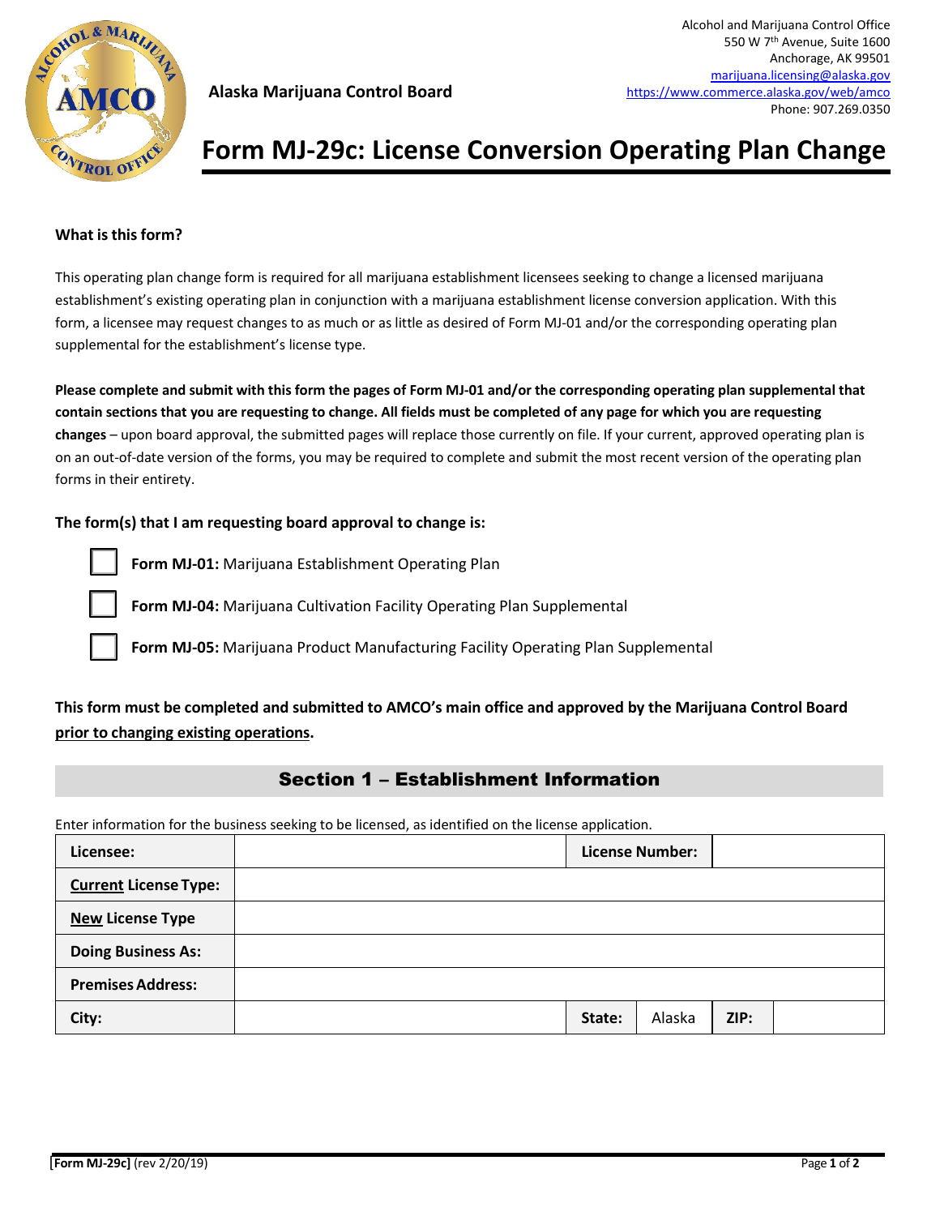Alcohol and Marijuana Control Office
550 W 7th Avenue, Suite 1600
Anchorage, AK 99501
marijuana.licensing@alaska.gov
https://www.commerce.alaska.gov/web/amco
Phone: 907.269.0350

**Alaska Marijuana Control Board**

# Form MJ-29c: License Conversion Operating Plan Change

**What is this form?**

This operating plan change form is required for all marijuana establishment licensees seeking to change a licensed marijuana establishment's existing operating plan in conjunction with a marijuana establishment license conversion application. With this form, a licensee may request changes to as much or as little as desired of Form MJ-01 and/or the corresponding operating plan supplemental for the establishment's license type.

**Please complete and submit with this form the pages of Form MJ-01 and/or the corresponding operating plan supplemental that contain sections that you are requesting to change. All fields must be completed of any page for which you are requesting changes** – upon board approval, the submitted pages will replace those currently on file. If your current, approved operating plan is on an out-of-date version of the forms, you may be required to complete and submit the most recent version of the operating plan forms in their entirety.

**The form(s) that I am requesting board approval to change is:**

- ☐ **Form MJ-01:** Marijuana Establishment Operating Plan
- ☐ **Form MJ-04:** Marijuana Cultivation Facility Operating Plan Supplemental
- ☐ **Form MJ-05:** Marijuana Product Manufacturing Facility Operating Plan Supplemental

**This form must be completed and submitted to AMCO's main office and approved by the Marijuana Control Board prior to changing existing operations.**

## Section 1 – Establishment Information

Enter information for the business seeking to be licensed, as identified on the license application.

| | | | | | |
|---|---|---|---|---|---|
| **Licensee:** | | **License Number:** | | | |
| **Current License Type:** | | | | | |
| **New License Type** | | | | | |
| **Doing Business As:** | | | | | |
| **Premises Address:** | | | | | |
| **City:** | | **State:** | Alaska | **ZIP:** | |

**[Form MJ-29c]** (rev 2/20/19)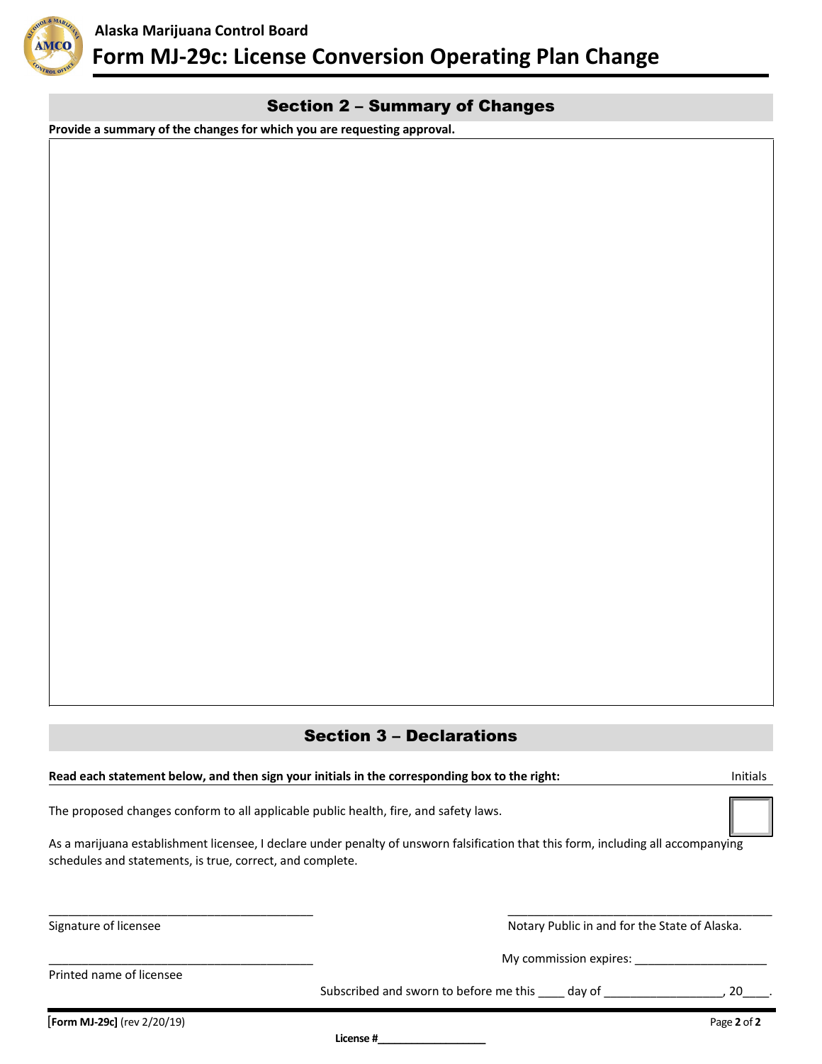## Section 2 – Summary of Changes

**Provide a summary of the changes for which you are requesting approval.**

## Section 3 – Declarations

**Read each statement below, and then sign your initials in the corresponding box to the right:** Initials

The proposed changes conform to all applicable public health, fire, and safety laws.

As a marijuana establishment licensee, I declare under penalty of unsworn falsification that this form, including all accompanying schedules and statements, is true, correct, and complete.

_________________________________________
Signature of licensee

_________________________________________
Printed name of licensee

_________________________________________
Notary Public in and for the State of Alaska.

My commission expires: ____________________

Subscribed and sworn to before me this ____ day of __________________, 20____.

**License #**__________________